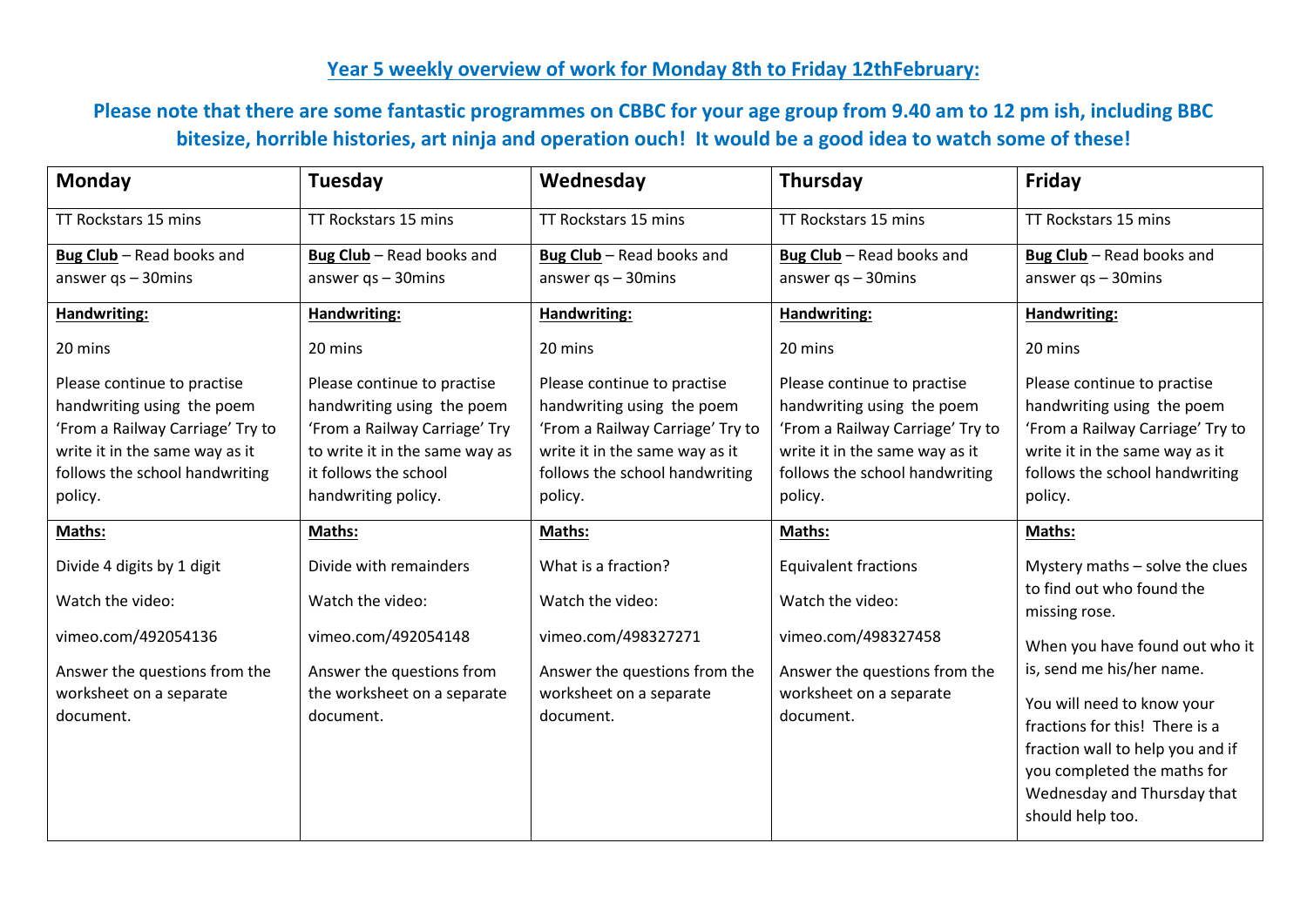## Year 5 weekly overview of work for Monday 8th to Friday 12thFebruary:

**Please note that there are some fantastic programmes on CBBC for your age group from 9.40 am to 12 pm ish, including BBC bitesize, horrible histories, art ninja and operation ouch! It would be a good idea to watch some of these!**

| Monday | Tuesday | Wednesday | Thursday | Friday |
|---|---|---|---|---|
| TT Rockstars 15 mins | TT Rockstars 15 mins | TT Rockstars 15 mins | TT Rockstars 15 mins | TT Rockstars 15 mins |
| **Bug Club** – Read books and answer qs – 30mins | **Bug Club** – Read books and answer qs – 30mins | **Bug Club** – Read books and answer qs – 30mins | **Bug Club** – Read books and answer qs – 30mins | **Bug Club** – Read books and answer qs – 30mins |
| **Handwriting:**<br><br>20 mins<br><br>Please continue to practise handwriting using the poem 'From a Railway Carriage' Try to write it in the same way as it follows the school handwriting policy. | **Handwriting:**<br><br>20 mins<br><br>Please continue to practise handwriting using the poem 'From a Railway Carriage' Try to write it in the same way as it follows the school handwriting policy. | **Handwriting:**<br><br>20 mins<br><br>Please continue to practise handwriting using the poem 'From a Railway Carriage' Try to write it in the same way as it follows the school handwriting policy. | **Handwriting:**<br><br>20 mins<br><br>Please continue to practise handwriting using the poem 'From a Railway Carriage' Try to write it in the same way as it follows the school handwriting policy. | **Handwriting:**<br><br>20 mins<br><br>Please continue to practise handwriting using the poem 'From a Railway Carriage' Try to write it in the same way as it follows the school handwriting policy. |
| **Maths:**<br><br>Divide 4 digits by 1 digit<br><br>Watch the video:<br><br>vimeo.com/492054136<br><br>Answer the questions from the worksheet on a separate document. | **Maths:**<br><br>Divide with remainders<br><br>Watch the video:<br><br>vimeo.com/492054148<br><br>Answer the questions from the worksheet on a separate document. | **Maths:**<br><br>What is a fraction?<br><br>Watch the video:<br><br>vimeo.com/498327271<br><br>Answer the questions from the worksheet on a separate document. | **Maths:**<br><br>Equivalent fractions<br><br>Watch the video:<br><br>vimeo.com/498327458<br><br>Answer the questions from the worksheet on a separate document. | **Maths:**<br><br>Mystery maths – solve the clues to find out who found the missing rose.<br><br>When you have found out who it is, send me his/her name.<br><br>You will need to know your fractions for this! There is a fraction wall to help you and if you completed the maths for Wednesday and Thursday that should help too. |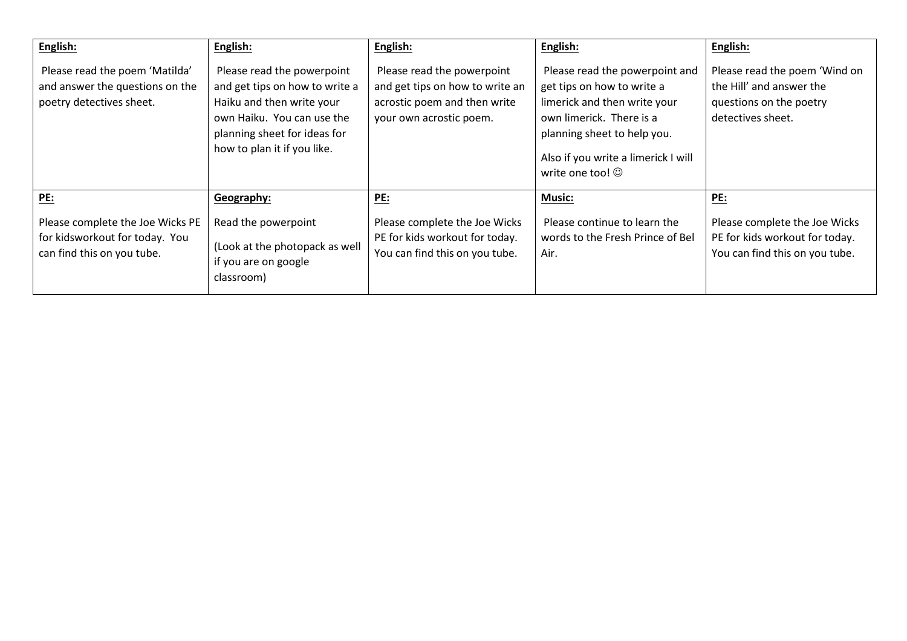| **English:** Please read the poem 'Matilda' and answer the questions on the poetry detectives sheet. | **English:** Please read the powerpoint and get tips on how to write a Haiku and then write your own Haiku. You can use the planning sheet for ideas for how to plan it if you like. | **English:** Please read the powerpoint and get tips on how to write an acrostic poem and then write your own acrostic poem. | **English:** Please read the powerpoint and get tips on how to write a limerick and then write your own limerick. There is a planning sheet to help you. Also if you write a limerick I will write one too! ☺ | **English:** Please read the poem 'Wind on the Hill' and answer the questions on the poetry detectives sheet. |
|---|---|---|---|---|
| **PE:** Please complete the Joe Wicks PE for kidsworkout for today. You can find this on you tube. | **Geography:** Read the powerpoint (Look at the photopack as well if you are on google classroom) | **PE:** Please complete the Joe Wicks PE for kids workout for today. You can find this on you tube. | **Music:** Please continue to learn the words to the Fresh Prince of Bel Air. | **PE:** Please complete the Joe Wicks PE for kids workout for today. You can find this on you tube. |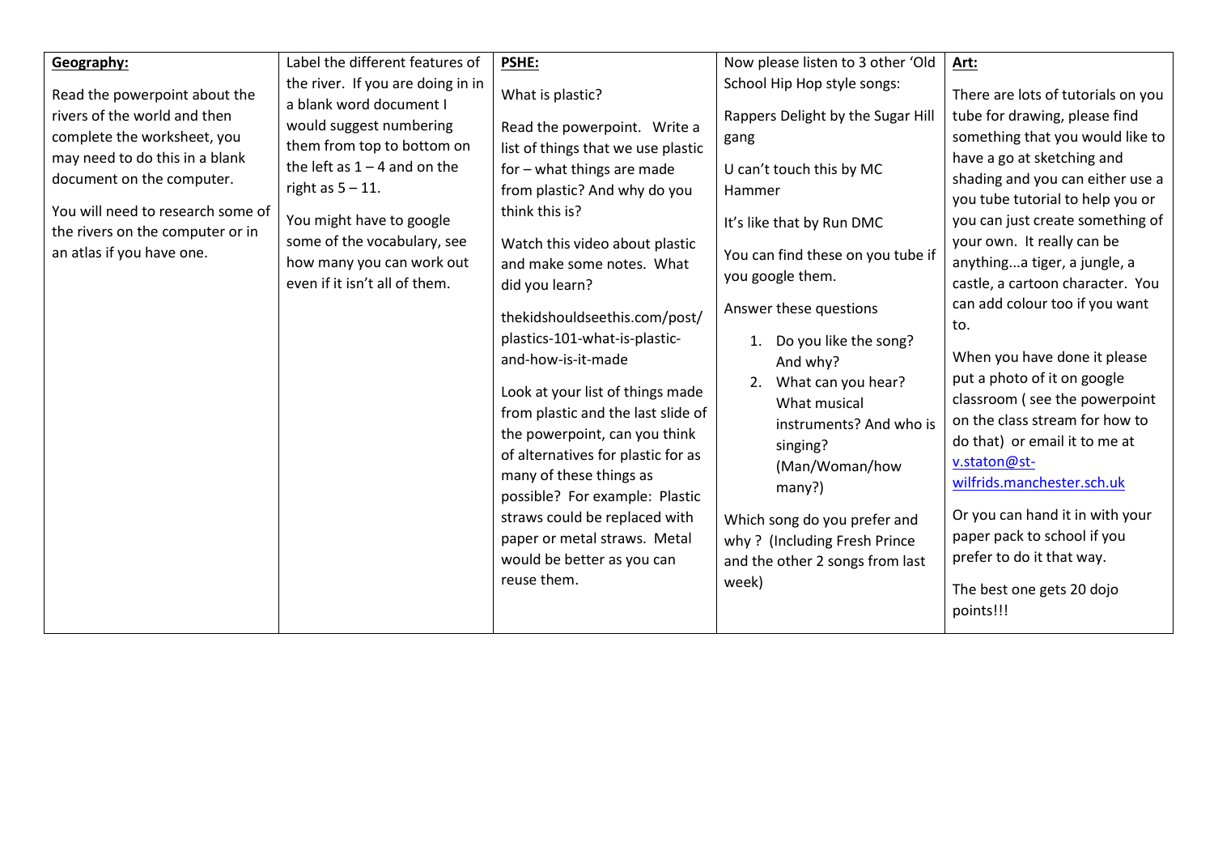| | | | | |
|---|---|---|---|---|
| **Geography:**<br><br>Read the powerpoint about the rivers of the world and then complete the worksheet, you may need to do this in a blank document on the computer.<br><br>You will need to research some of the rivers on the computer or in an atlas if you have one. | Label the different features of the river. If you are doing in in a blank word document I would suggest numbering them from top to bottom on the left as 1 – 4 and on the right as 5 – 11.<br><br>You might have to google some of the vocabulary, see how many you can work out even if it isn't all of them. | **PSHE:**<br><br>What is plastic?<br><br>Read the powerpoint. Write a list of things that we use plastic for – what things are made from plastic? And why do you think this is?<br><br>Watch this video about plastic and make some notes. What did you learn?<br><br>thekidshouldseethis.com/post/plastics-101-what-is-plastic-and-how-is-it-made<br><br>Look at your list of things made from plastic and the last slide of the powerpoint, can you think of alternatives for plastic for as many of these things as possible? For example: Plastic straws could be replaced with paper or metal straws. Metal would be better as you can reuse them. | Now please listen to 3 other 'Old School Hip Hop style songs:<br><br>Rappers Delight by the Sugar Hill gang<br><br>U can't touch this by MC Hammer<br><br>It's like that by Run DMC<br><br>You can find these on you tube if you google them.<br><br>Answer these questions<br><br>1. Do you like the song? And why?<br>2. What can you hear? What musical instruments? And who is singing? (Man/Woman/how many?)<br><br>Which song do you prefer and why ? (Including Fresh Prince and the other 2 songs from last week) | **Art:**<br><br>There are lots of tutorials on you tube for drawing, please find something that you would like to have a go at sketching and shading and you can either use a you tube tutorial to help you or you can just create something of your own. It really can be anything...a tiger, a jungle, a castle, a cartoon character. You can add colour too if you want to.<br><br>When you have done it please put a photo of it on google classroom ( see the powerpoint on the class stream for how to do that) or email it to me at v.staton@st-wilfrids.manchester.sch.uk<br><br>Or you can hand it in with your paper pack to school if you prefer to do it that way.<br><br>The best one gets 20 dojo points!!! |